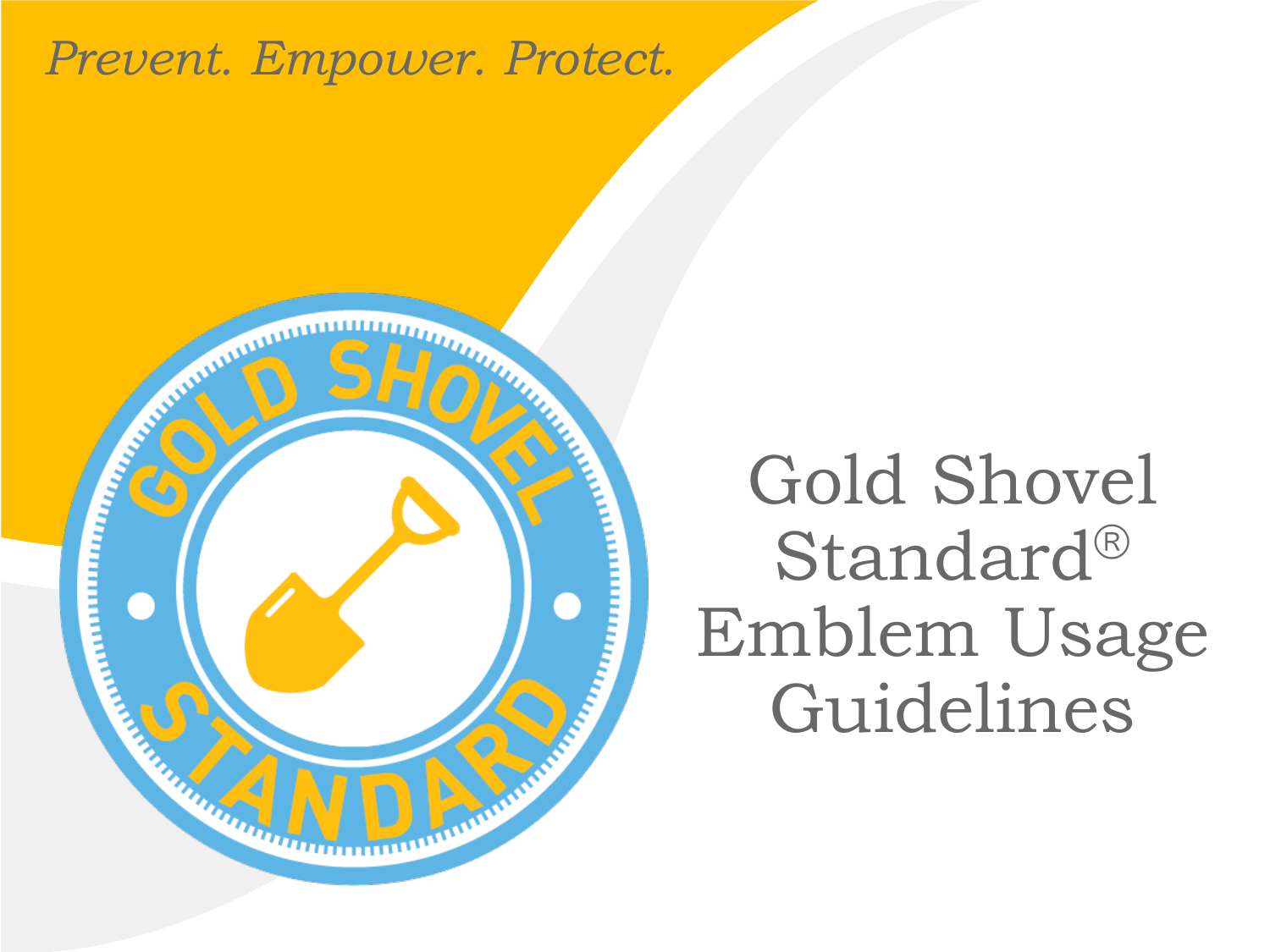*Prevent. Empower. Protect.*

# Gold Shovel Standard® Emblem Usage Guidelines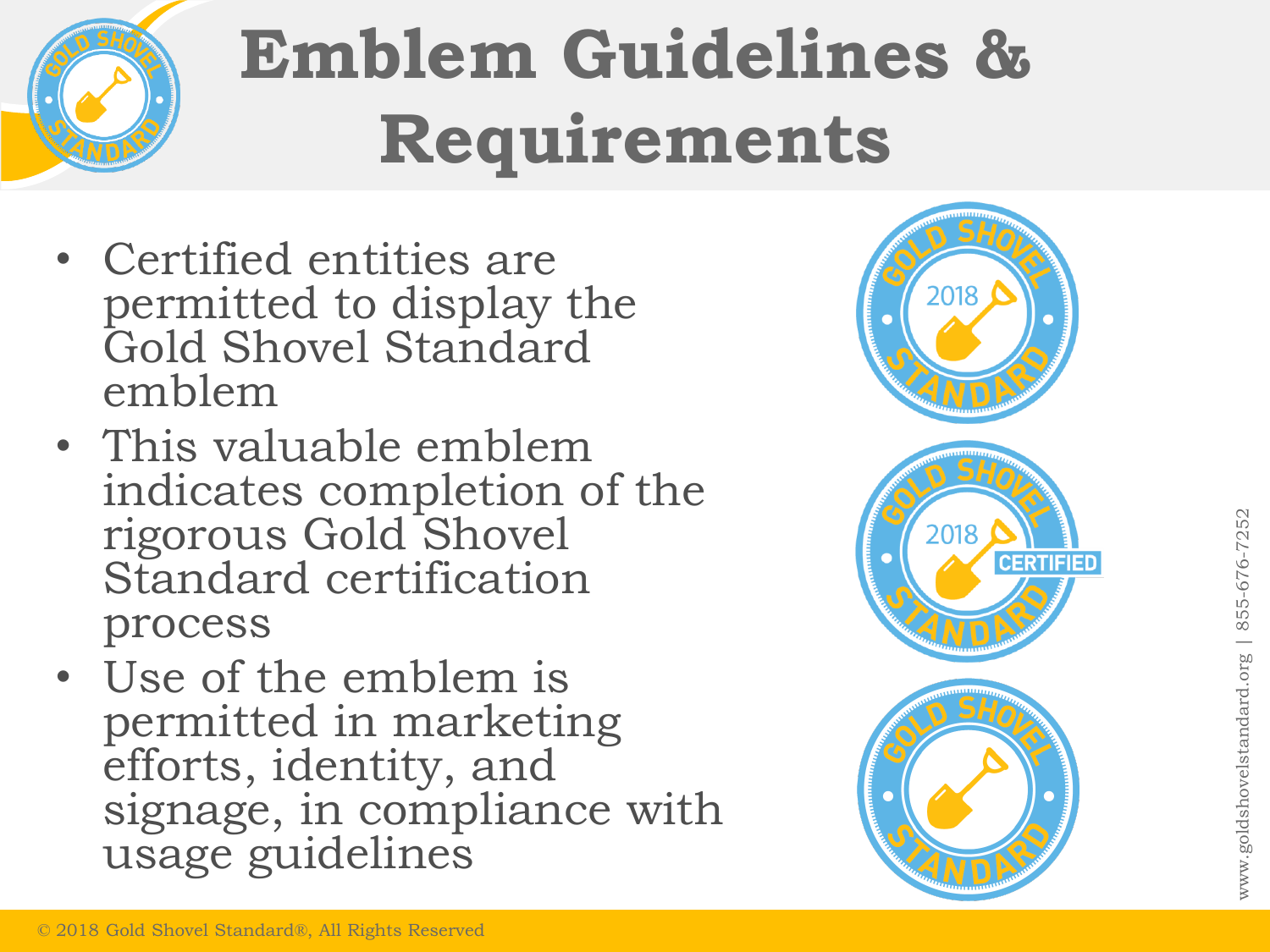# Emblem Guidelines & Requirements

- Certified entities are permitted to display the Gold Shovel Standard emblem
- This valuable emblem indicates completion of the rigorous Gold Shovel Standard certification process
- Use of the emblem is permitted in marketing efforts, identity, and signage, in compliance with usage guidelines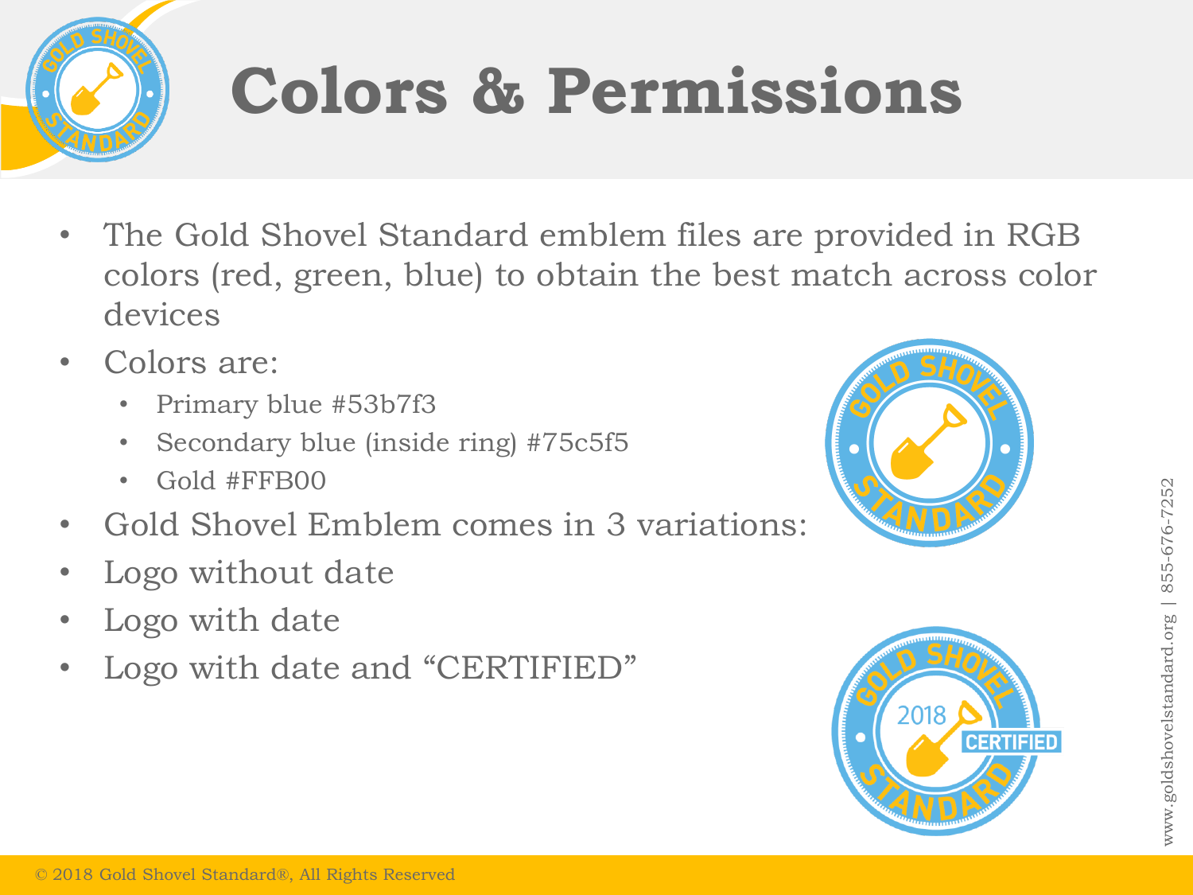# Colors & Permissions

- The Gold Shovel Standard emblem files are provided in RGB colors (red, green, blue) to obtain the best match across color devices
- Colors are:
  - Primary blue #53b7f3
  - Secondary blue (inside ring) #75c5f5
  - Gold #FFB00
- Gold Shovel Emblem comes in 3 variations:
- Logo without date
- Logo with date
- Logo with date and “CERTIFIED”

© 2018 Gold Shovel Standard®, All Rights Reserved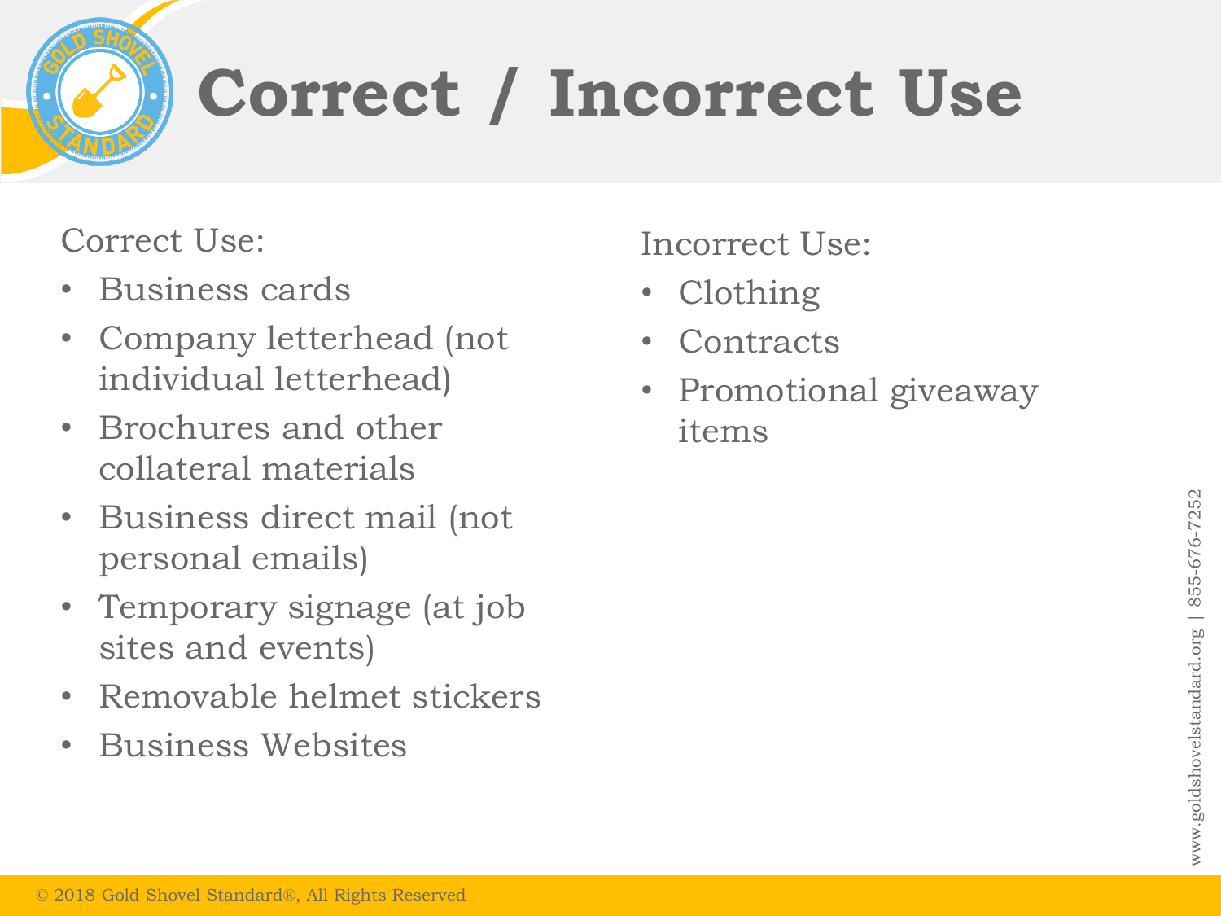# Correct / Incorrect Use

Correct Use:

- Business cards
- Company letterhead (not individual letterhead)
- Brochures and other collateral materials
- Business direct mail (not personal emails)
- Temporary signage (at job sites and events)
- Removable helmet stickers
- Business Websites

Incorrect Use:

- Clothing
- Contracts
- Promotional giveaway items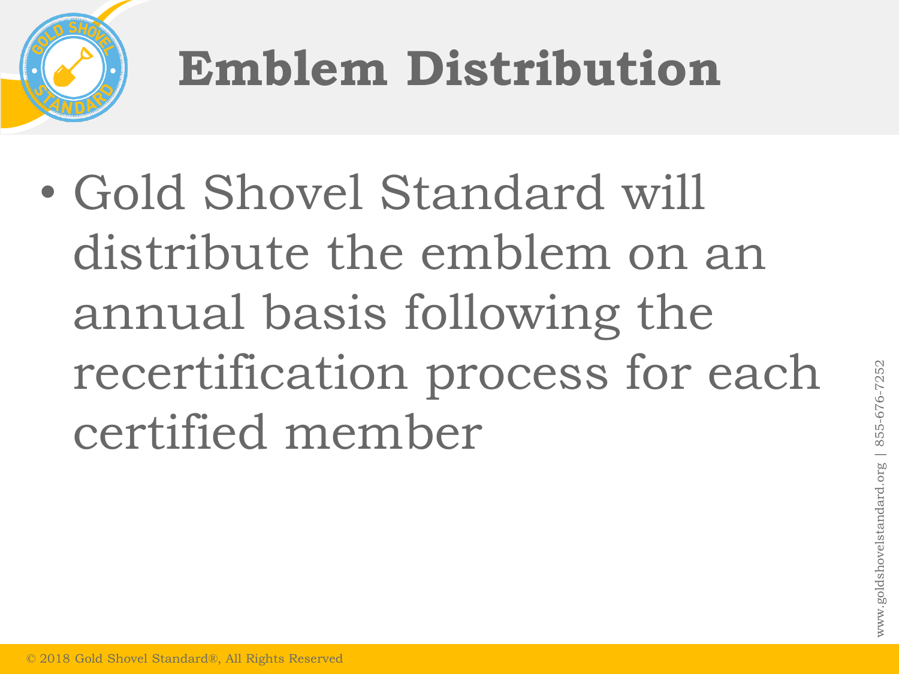# Emblem Distribution

- Gold Shovel Standard will distribute the emblem on an annual basis following the recertification process for each certified member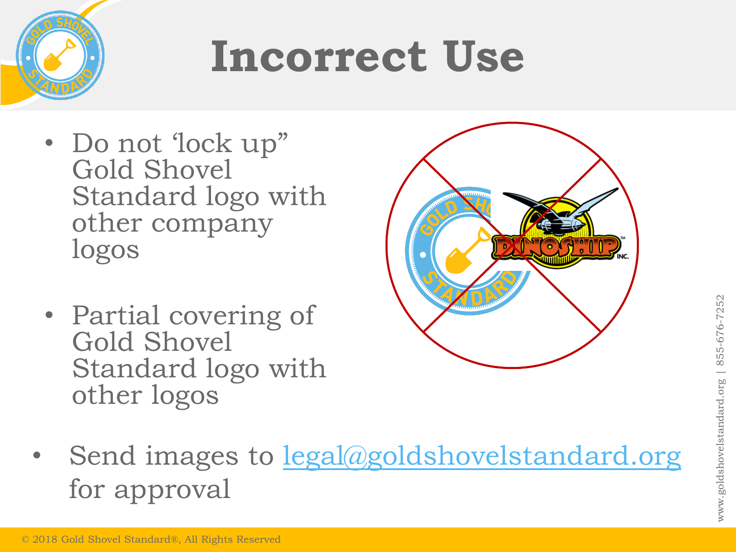# Incorrect Use

- Do not 'lock up" Gold Shovel Standard logo with other company logos
- Partial covering of Gold Shovel Standard logo with other logos

- Send images to legal@goldshovelstandard.org for approval

www.goldshovelstandard.org | 855-676-7252

© 2018 Gold Shovel Standard®, All Rights Reserved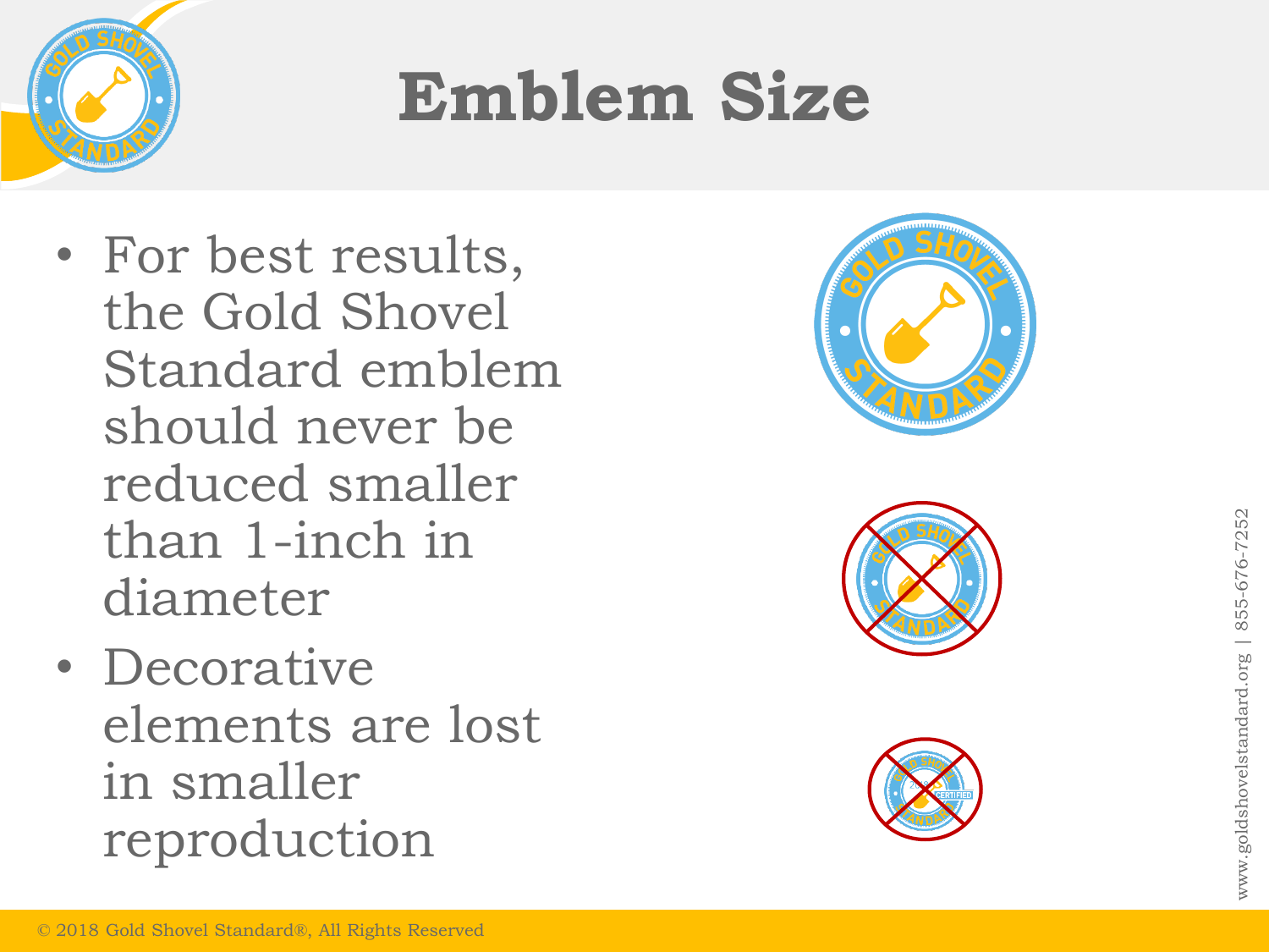# Emblem Size

- For best results, the Gold Shovel Standard emblem should never be reduced smaller than 1-inch in diameter
- Decorative elements are lost in smaller reproduction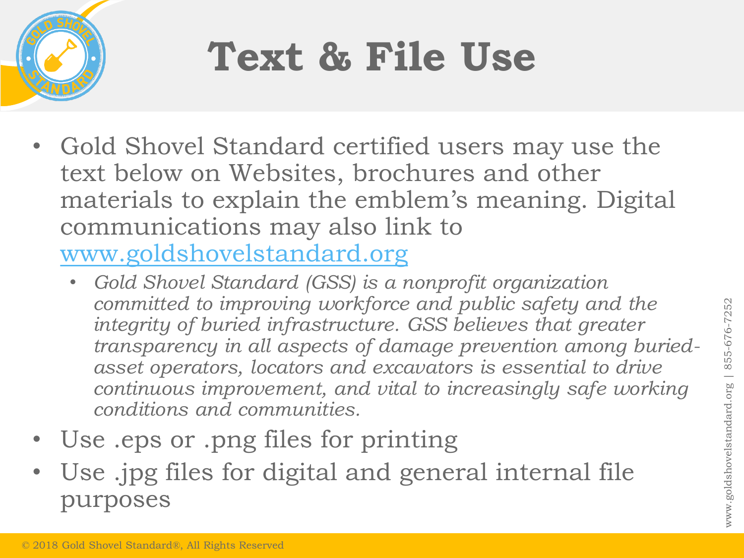# Text & File Use

- Gold Shovel Standard certified users may use the text below on Websites, brochures and other materials to explain the emblem's meaning. Digital communications may also link to www.goldshovelstandard.org
  - *Gold Shovel Standard (GSS) is a nonprofit organization committed to improving workforce and public safety and the integrity of buried infrastructure. GSS believes that greater transparency in all aspects of damage prevention among buried-asset operators, locators and excavators is essential to drive continuous improvement, and vital to increasingly safe working conditions and communities.*
- Use .eps or .png files for printing
- Use .jpg files for digital and general internal file purposes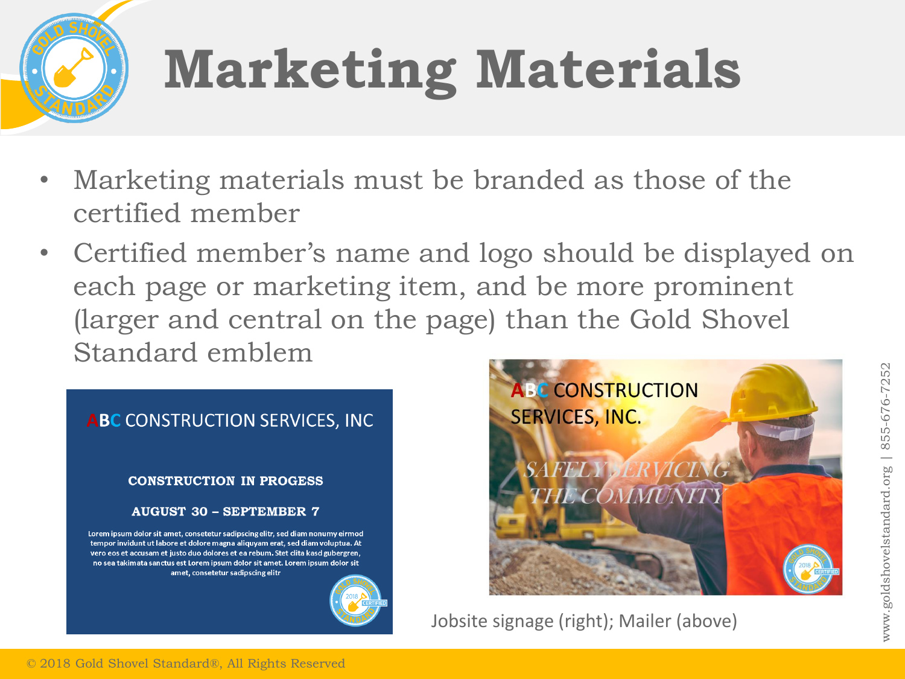# Marketing Materials

- Marketing materials must be branded as those of the certified member
- Certified member's name and logo should be displayed on each page or marketing item, and be more prominent (larger and central on the page) than the Gold Shovel Standard emblem

ABC CONSTRUCTION SERVICES, INC

**CONSTRUCTION IN PROGESS**

**AUGUST 30 – SEPTEMBER 7**

Lorem ipsum dolor sit amet, consetetur sadipscing elitr, sed diam nonumy eirmod tempor invidunt ut labore et dolore magna aliquyam erat, sed diam voluptua. At vero eos et accusam et justo duo dolores et ea rebum. Stet clita kasd gubergren, no sea takimata sanctus est Lorem ipsum dolor sit amet. Lorem ipsum dolor sit amet, consetetur sadipscing elitr

ABC CONSTRUCTION SERVICES, INC.

*SAFELY SERVICING THE COMMUNITY*

Jobsite signage (right); Mailer (above)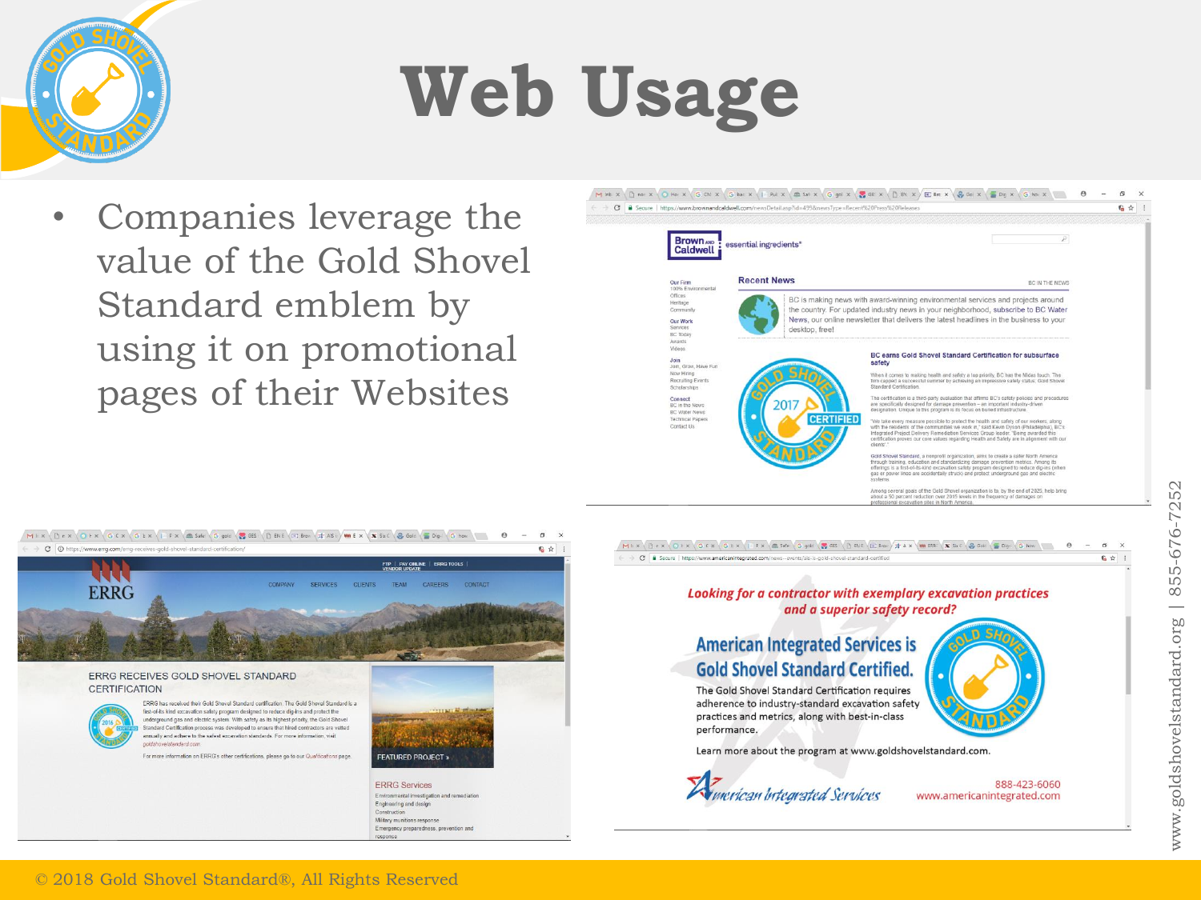# Web Usage

- Companies leverage the value of the Gold Shovel Standard emblem by using it on promotional pages of their Websites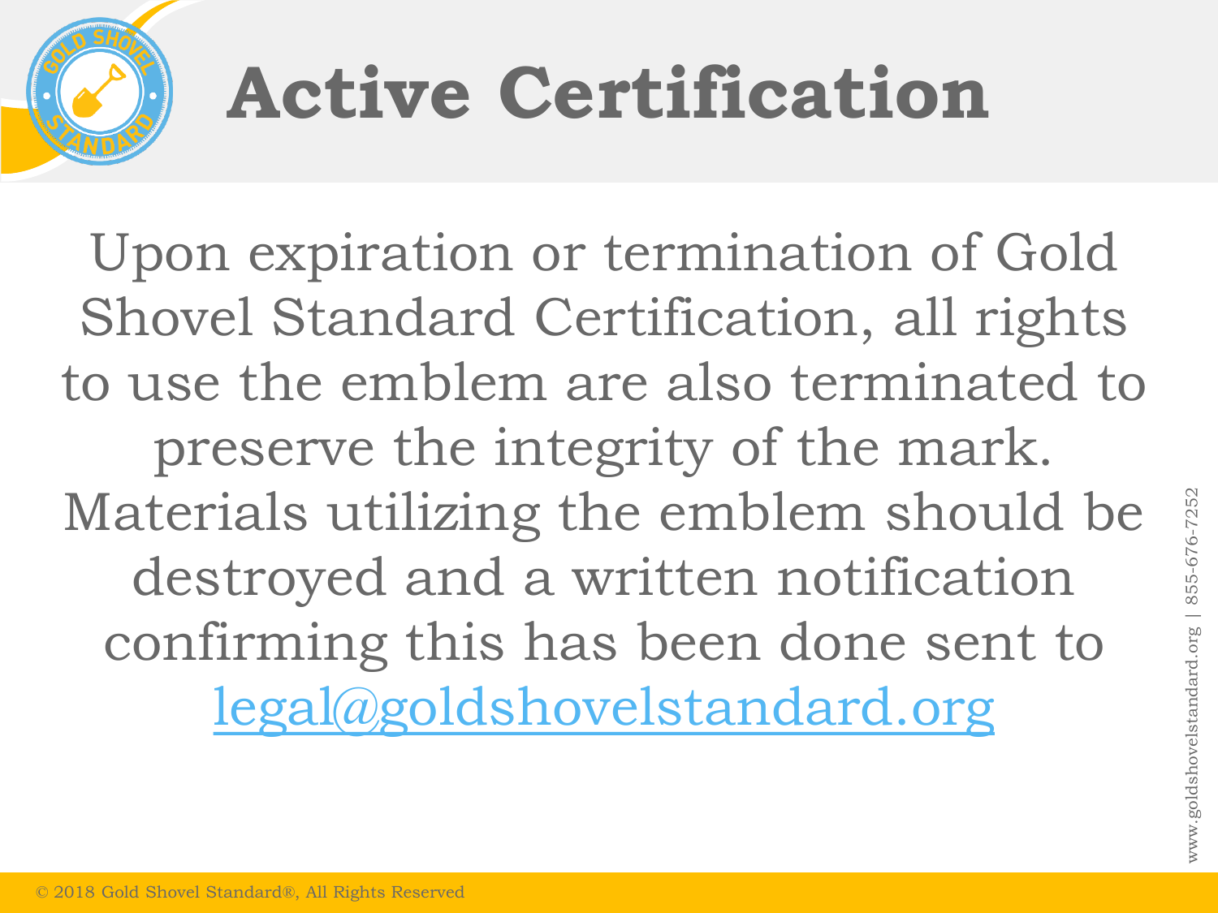# Active Certification

Upon expiration or termination of Gold Shovel Standard Certification, all rights to use the emblem are also terminated to preserve the integrity of the mark. Materials utilizing the emblem should be destroyed and a written notification confirming this has been done sent to legal@goldshovelstandard.org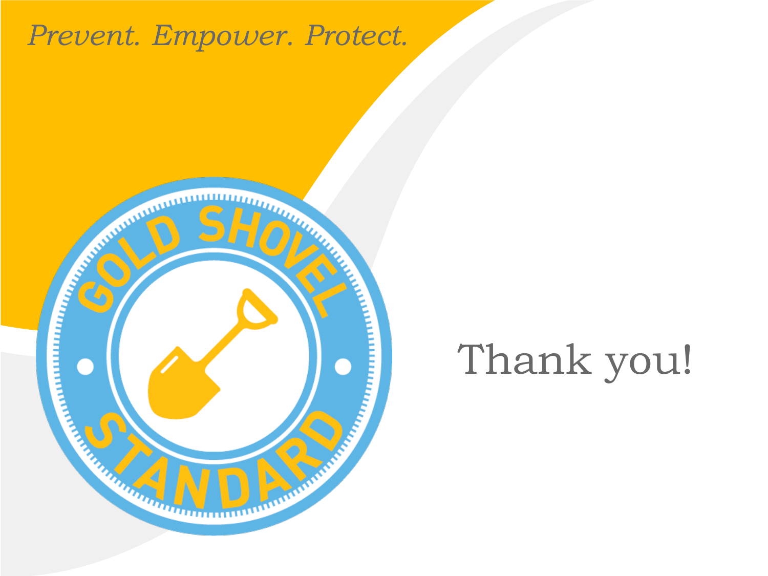*Prevent. Empower. Protect.*

Thank you!